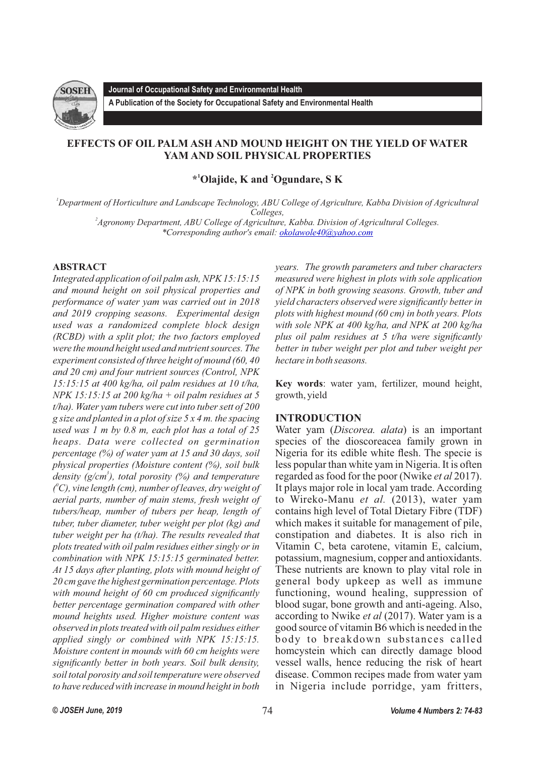# EFFECTS OF OIL PALM ASH AND MOUND HEIGHT ON THE YIELD OF WATER YAM AND SOIL PHYSICAL PROPERTIES

**\*[1]Olajide, K and [2]Ogundare, S K**

[1]Department of Horticulture and Landscape Technology, ABU College of Agriculture, Kabba Division of Agricultural Colleges,
[2]Agronomy Department, ABU College of Agriculture, Kabba. Division of Agricultural Colleges.
\*Corresponding author's email: okolawole40@yahoo.com

## ABSTRACT

*Integrated application of oil palm ash, NPK 15:15:15 and mound height on soil physical properties and performance of water yam was carried out in 2018 and 2019 cropping seasons. Experimental design used was a randomized complete block design (RCBD) with a split plot; the two factors employed were the mound height used and nutrient sources. The experiment consisted of three height of mound (60, 40 and 20 cm) and four nutrient sources (Control, NPK 15:15:15 at 400 kg/ha, oil palm residues at 10 t/ha, NPK 15:15:15 at 200 kg/ha + oil palm residues at 5 t/ha). Water yam tubers were cut into tuber sett of 200 g size and planted in a plot of size 5 x 4 m. the spacing used was 1 m by 0.8 m, each plot has a total of 25 heaps. Data were collected on germination percentage (%) of water yam at 15 and 30 days, soil physical properties (Moisture content (%), soil bulk density (g/cm$^3$), total porosity (%) and temperature ($^0$C), vine length (cm), number of leaves, dry weight of aerial parts, number of main stems, fresh weight of tubers/heap, number of tubers per heap, length of tuber, tuber diameter, tuber weight per plot (kg) and tuber weight per ha (t/ha). The results revealed that plots treated with oil palm residues either singly or in combination with NPK 15:15:15 germinated better. At 15 days after planting, plots with mound height of 20 cm gave the highest germination percentage. Plots with mound height of 60 cm produced significantly better percentage germination compared with other mound heights used. Higher moisture content was observed in plots treated with oil palm residues either applied singly or combined with NPK 15:15:15. Moisture content in mounds with 60 cm heights were significantly better in both years. Soil bulk density, soil total porosity and soil temperature were observed to have reduced with increase in mound height in both years. The growth parameters and tuber characters measured were highest in plots with sole application of NPK in both growing seasons. Growth, tuber and yield characters observed were significantly better in plots with highest mound (60 cm) in both years. Plots with sole NPK at 400 kg/ha, and NPK at 200 kg/ha plus oil palm residues at 5 t/ha were significantly better in tuber weight per plot and tuber weight per hectare in both seasons.*

**Key words**: water yam, fertilizer, mound height, growth, yield

## INTRODUCTION

Water yam (*Discorea. alata*) is an important species of the dioscoreacea family grown in Nigeria for its edible white flesh. The specie is less popular than white yam in Nigeria. It is often regarded as food for the poor (Nwike *et al* 2017). It plays major role in local yam trade. According to Wireko-Manu *et al.* (2013), water yam contains high level of Total Dietary Fibre (TDF) which makes it suitable for management of pile, constipation and diabetes. It is also rich in Vitamin C, beta carotene, vitamin E, calcium, potassium, magnesium, copper and antioxidants. These nutrients are known to play vital role in general body upkeep as well as immune functioning, wound healing, suppression of blood sugar, bone growth and anti-ageing. Also, according to Nwike *et al* (2017). Water yam is a good source of vitamin B6 which is needed in the body to breakdown substances called homcystein which can directly damage blood vessel walls, hence reducing the risk of heart disease. Common recipes made from water yam in Nigeria include porridge, yam fritters,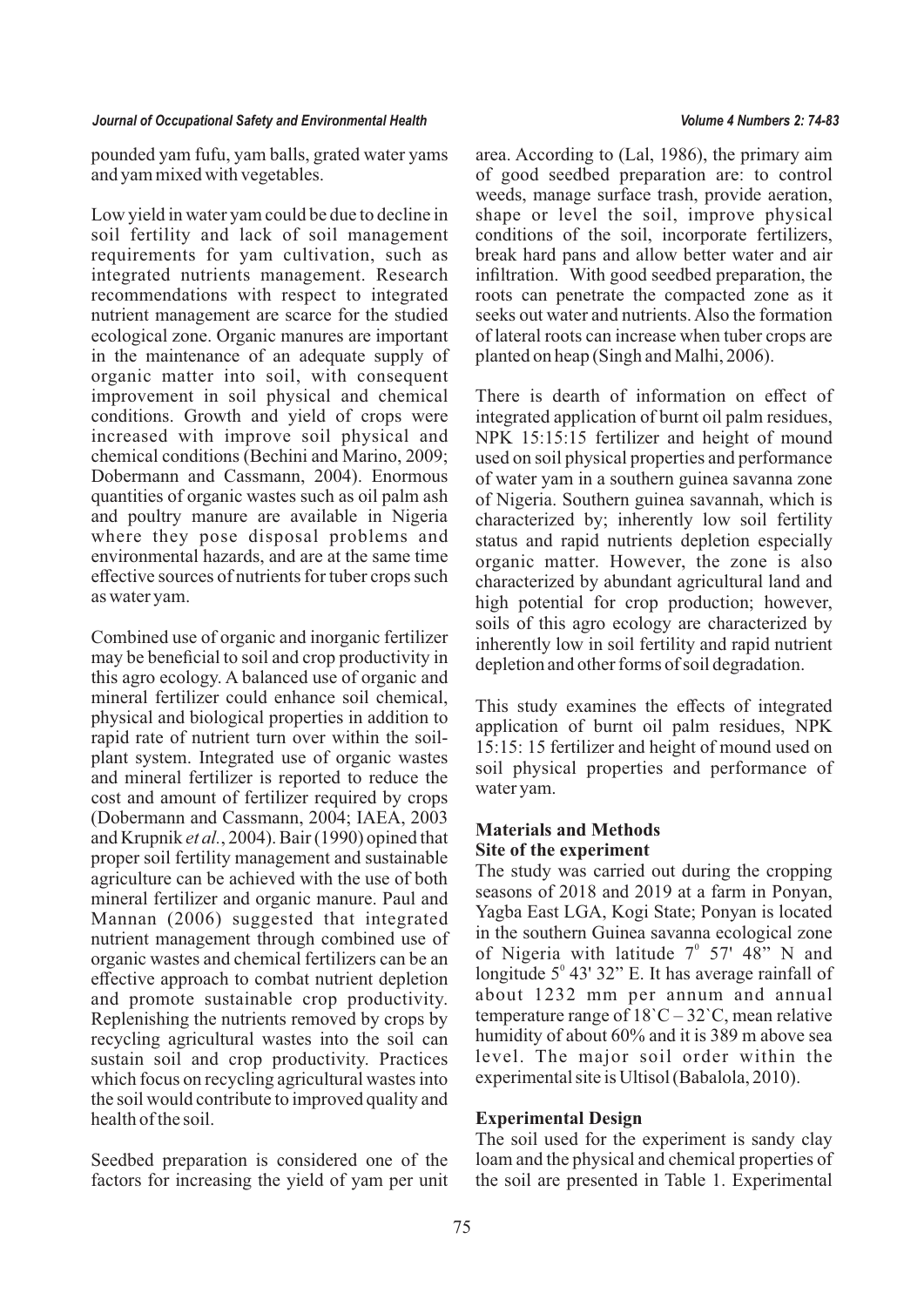pounded yam fufu, yam balls, grated water yams and yam mixed with vegetables.

Low yield in water yam could be due to decline in soil fertility and lack of soil management requirements for yam cultivation, such as integrated nutrients management. Research recommendations with respect to integrated nutrient management are scarce for the studied ecological zone. Organic manures are important in the maintenance of an adequate supply of organic matter into soil, with consequent improvement in soil physical and chemical conditions. Growth and yield of crops were increased with improve soil physical and chemical conditions (Bechini and Marino, 2009; Dobermann and Cassmann, 2004). Enormous quantities of organic wastes such as oil palm ash and poultry manure are available in Nigeria where they pose disposal problems and environmental hazards, and are at the same time effective sources of nutrients for tuber crops such as water yam.

Combined use of organic and inorganic fertilizer may be beneficial to soil and crop productivity in this agro ecology. A balanced use of organic and mineral fertilizer could enhance soil chemical, physical and biological properties in addition to rapid rate of nutrient turn over within the soil-plant system. Integrated use of organic wastes and mineral fertilizer is reported to reduce the cost and amount of fertilizer required by crops (Dobermann and Cassmann, 2004; IAEA, 2003 and Krupnik *et al.*, 2004). Bair (1990) opined that proper soil fertility management and sustainable agriculture can be achieved with the use of both mineral fertilizer and organic manure. Paul and Mannan (2006) suggested that integrated nutrient management through combined use of organic wastes and chemical fertilizers can be an effective approach to combat nutrient depletion and promote sustainable crop productivity. Replenishing the nutrients removed by crops by recycling agricultural wastes into the soil can sustain soil and crop productivity. Practices which focus on recycling agricultural wastes into the soil would contribute to improved quality and health of the soil.

Seedbed preparation is considered one of the factors for increasing the yield of yam per unit area. According to (Lal, 1986), the primary aim of good seedbed preparation are: to control weeds, manage surface trash, provide aeration, shape or level the soil, improve physical conditions of the soil, incorporate fertilizers, break hard pans and allow better water and air infiltration. With good seedbed preparation, the roots can penetrate the compacted zone as it seeks out water and nutrients. Also the formation of lateral roots can increase when tuber crops are planted on heap (Singh and Malhi, 2006).

There is dearth of information on effect of integrated application of burnt oil palm residues, NPK 15:15:15 fertilizer and height of mound used on soil physical properties and performance of water yam in a southern guinea savanna zone of Nigeria. Southern guinea savannah, which is characterized by; inherently low soil fertility status and rapid nutrients depletion especially organic matter. However, the zone is also characterized by abundant agricultural land and high potential for crop production; however, soils of this agro ecology are characterized by inherently low in soil fertility and rapid nutrient depletion and other forms of soil degradation.

This study examines the effects of integrated application of burnt oil palm residues, NPK 15:15: 15 fertilizer and height of mound used on soil physical properties and performance of water yam.

## Materials and Methods

### Site of the experiment

The study was carried out during the cropping seasons of 2018 and 2019 at a farm in Ponyan, Yagba East LGA, Kogi State; Ponyan is located in the southern Guinea savanna ecological zone of Nigeria with latitude $7^0$ 57' 48" N and longitude $5^0$ 43' 32" E. It has average rainfall of about 1232 mm per annum and annual temperature range of 18`C – 32`C, mean relative humidity of about 60% and it is 389 m above sea level. The major soil order within the experimental site is Ultisol (Babalola, 2010).

### Experimental Design

The soil used for the experiment is sandy clay loam and the physical and chemical properties of the soil are presented in Table 1. Experimental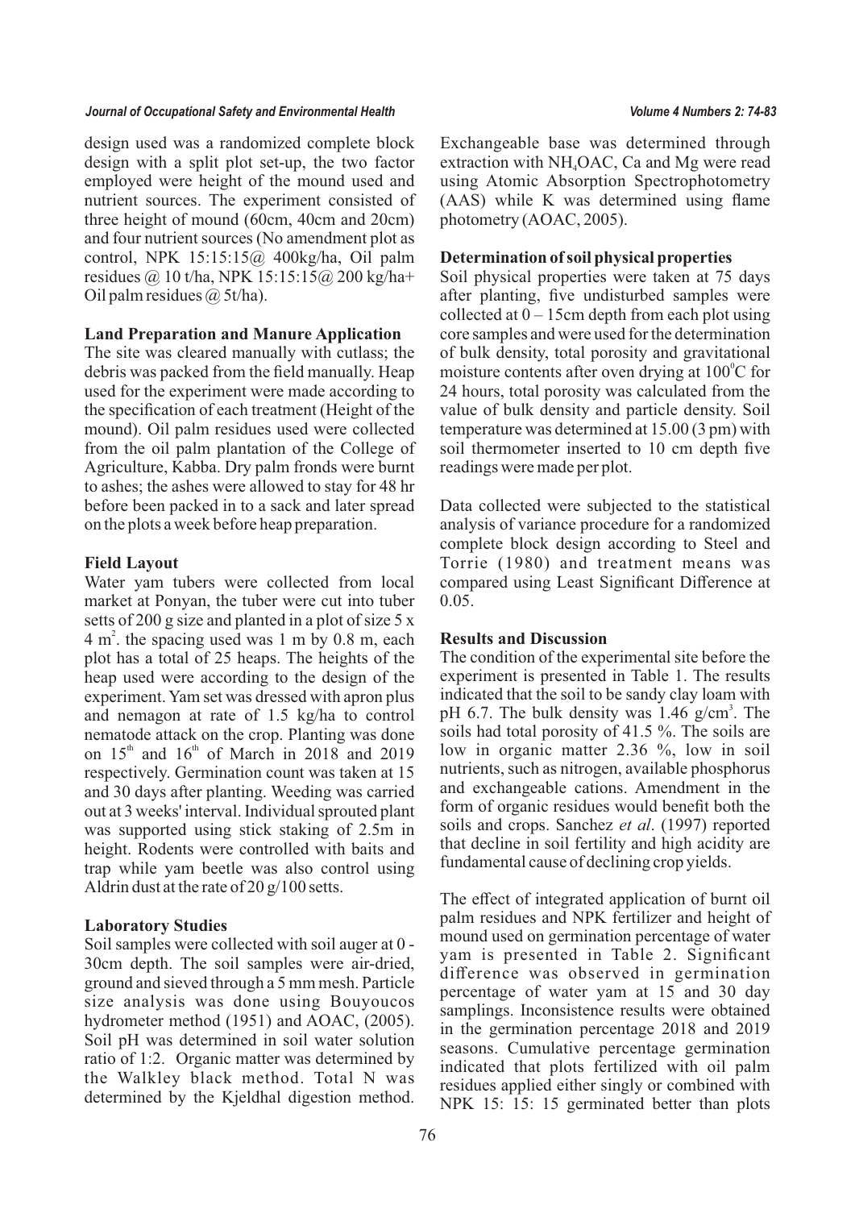design used was a randomized complete block design with a split plot set-up, the two factor employed were height of the mound used and nutrient sources. The experiment consisted of three height of mound (60cm, 40cm and 20cm) and four nutrient sources (No amendment plot as control, NPK 15:15:15@ 400kg/ha, Oil palm residues @ 10 t/ha, NPK 15:15:15@ 200 kg/ha+ Oil palm residues @ 5t/ha).

**Land Preparation and Manure Application**

The site was cleared manually with cutlass; the debris was packed from the field manually. Heap used for the experiment were made according to the specification of each treatment (Height of the mound). Oil palm residues used were collected from the oil palm plantation of the College of Agriculture, Kabba. Dry palm fronds were burnt to ashes; the ashes were allowed to stay for 48 hr before been packed in to a sack and later spread on the plots a week before heap preparation.

**Field Layout**

Water yam tubers were collected from local market at Ponyan, the tuber were cut into tuber setts of 200 g size and planted in a plot of size 5 x 4 $m^2$. the spacing used was 1 m by 0.8 m, each plot has a total of 25 heaps. The heights of the heap used were according to the design of the experiment. Yam set was dressed with apron plus and nemagon at rate of 1.5 kg/ha to control nematode attack on the crop. Planting was done on 15th and 16th of March in 2018 and 2019 respectively. Germination count was taken at 15 and 30 days after planting. Weeding was carried out at 3 weeks' interval. Individual sprouted plant was supported using stick staking of 2.5m in height. Rodents were controlled with baits and trap while yam beetle was also control using Aldrin dust at the rate of 20 g/100 setts.

**Laboratory Studies**

Soil samples were collected with soil auger at 0 - 30cm depth. The soil samples were air-dried, ground and sieved through a 5 mm mesh. Particle size analysis was done using Bouyoucos hydrometer method (1951) and AOAC, (2005). Soil pH was determined in soil water solution ratio of 1:2. Organic matter was determined by the Walkley black method. Total N was determined by the Kjeldhal digestion method. Exchangeable base was determined through extraction with $NH_4OAC$, Ca and Mg were read using Atomic Absorption Spectrophotometry (AAS) while K was determined using flame photometry (AOAC, 2005).

**Determination of soil physical properties**

Soil physical properties were taken at 75 days after planting, five undisturbed samples were collected at 0 – 15cm depth from each plot using core samples and were used for the determination of bulk density, total porosity and gravitational moisture contents after oven drying at $100^0C$ for 24 hours, total porosity was calculated from the value of bulk density and particle density. Soil temperature was determined at 15.00 (3 pm) with soil thermometer inserted to 10 cm depth five readings were made per plot.

Data collected were subjected to the statistical analysis of variance procedure for a randomized complete block design according to Steel and Torrie (1980) and treatment means was compared using Least Significant Difference at 0.05.

**Results and Discussion**

The condition of the experimental site before the experiment is presented in Table 1. The results indicated that the soil to be sandy clay loam with pH 6.7. The bulk density was 1.46 $g/cm^3$. The soils had total porosity of 41.5 %. The soils are low in organic matter 2.36 %, low in soil nutrients, such as nitrogen, available phosphorus and exchangeable cations. Amendment in the form of organic residues would benefit both the soils and crops. Sanchez *et al*. (1997) reported that decline in soil fertility and high acidity are fundamental cause of declining crop yields.

The effect of integrated application of burnt oil palm residues and NPK fertilizer and height of mound used on germination percentage of water yam is presented in Table 2. Significant difference was observed in germination percentage of water yam at 15 and 30 day samplings. Inconsistence results were obtained in the germination percentage 2018 and 2019 seasons. Cumulative percentage germination indicated that plots fertilized with oil palm residues applied either singly or combined with NPK 15: 15: 15 germinated better than plots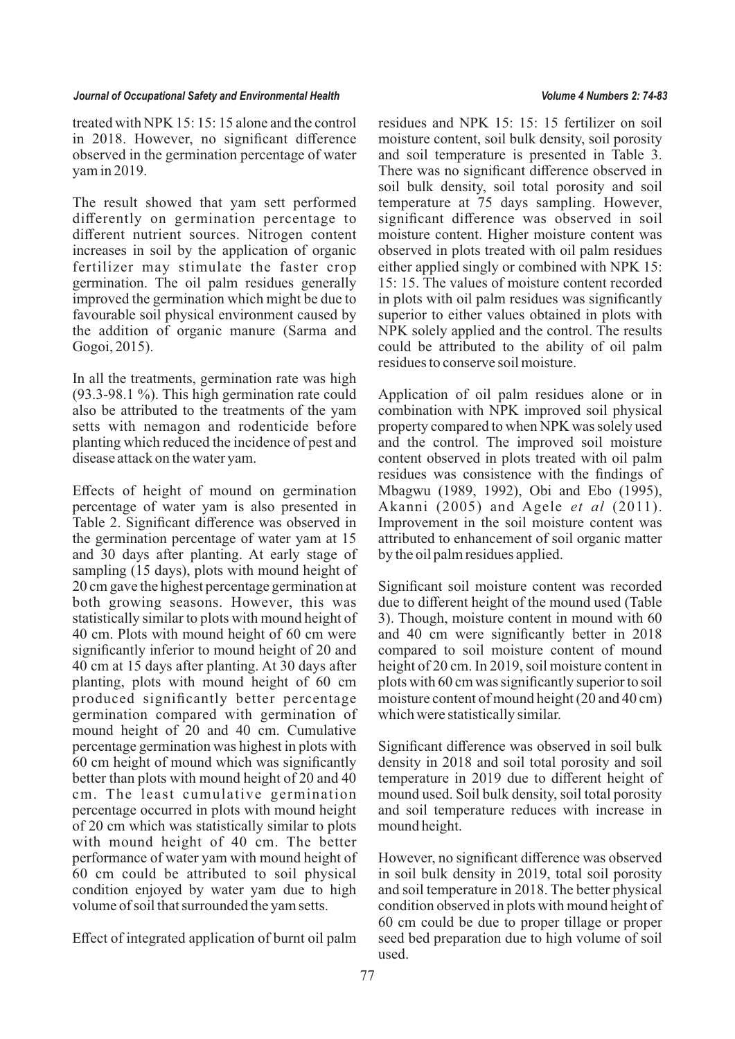treated with NPK 15: 15: 15 alone and the control in 2018. However, no significant difference observed in the germination percentage of water yam in 2019.

The result showed that yam sett performed differently on germination percentage to different nutrient sources. Nitrogen content increases in soil by the application of organic fertilizer may stimulate the faster crop germination. The oil palm residues generally improved the germination which might be due to favourable soil physical environment caused by the addition of organic manure (Sarma and Gogoi, 2015).

In all the treatments, germination rate was high (93.3-98.1 %). This high germination rate could also be attributed to the treatments of the yam setts with nemagon and rodenticide before planting which reduced the incidence of pest and disease attack on the water yam.

Effects of height of mound on germination percentage of water yam is also presented in Table 2. Significant difference was observed in the germination percentage of water yam at 15 and 30 days after planting. At early stage of sampling (15 days), plots with mound height of 20 cm gave the highest percentage germination at both growing seasons. However, this was statistically similar to plots with mound height of 40 cm. Plots with mound height of 60 cm were significantly inferior to mound height of 20 and 40 cm at 15 days after planting. At 30 days after planting, plots with mound height of 60 cm produced significantly better percentage germination compared with germination of mound height of 20 and 40 cm. Cumulative percentage germination was highest in plots with 60 cm height of mound which was significantly better than plots with mound height of 20 and 40 cm. The least cumulative germination percentage occurred in plots with mound height of 20 cm which was statistically similar to plots with mound height of 40 cm. The better performance of water yam with mound height of 60 cm could be attributed to soil physical condition enjoyed by water yam due to high volume of soil that surrounded the yam setts.

Effect of integrated application of burnt oil palm residues and NPK 15: 15: 15 fertilizer on soil moisture content, soil bulk density, soil porosity and soil temperature is presented in Table 3. There was no significant difference observed in soil bulk density, soil total porosity and soil temperature at 75 days sampling. However, significant difference was observed in soil moisture content. Higher moisture content was observed in plots treated with oil palm residues either applied singly or combined with NPK 15: 15: 15. The values of moisture content recorded in plots with oil palm residues was significantly superior to either values obtained in plots with NPK solely applied and the control. The results could be attributed to the ability of oil palm residues to conserve soil moisture.

Application of oil palm residues alone or in combination with NPK improved soil physical property compared to when NPK was solely used and the control. The improved soil moisture content observed in plots treated with oil palm residues was consistence with the findings of Mbagwu (1989, 1992), Obi and Ebo (1995), Akanni (2005) and Agele *et al* (2011). Improvement in the soil moisture content was attributed to enhancement of soil organic matter by the oil palm residues applied.

Significant soil moisture content was recorded due to different height of the mound used (Table 3). Though, moisture content in mound with 60 and 40 cm were significantly better in 2018 compared to soil moisture content of mound height of 20 cm. In 2019, soil moisture content in plots with 60 cm was significantly superior to soil moisture content of mound height (20 and 40 cm) which were statistically similar.

Significant difference was observed in soil bulk density in 2018 and soil total porosity and soil temperature in 2019 due to different height of mound used. Soil bulk density, soil total porosity and soil temperature reduces with increase in mound height.

However, no significant difference was observed in soil bulk density in 2019, total soil porosity and soil temperature in 2018. The better physical condition observed in plots with mound height of 60 cm could be due to proper tillage or proper seed bed preparation due to high volume of soil used.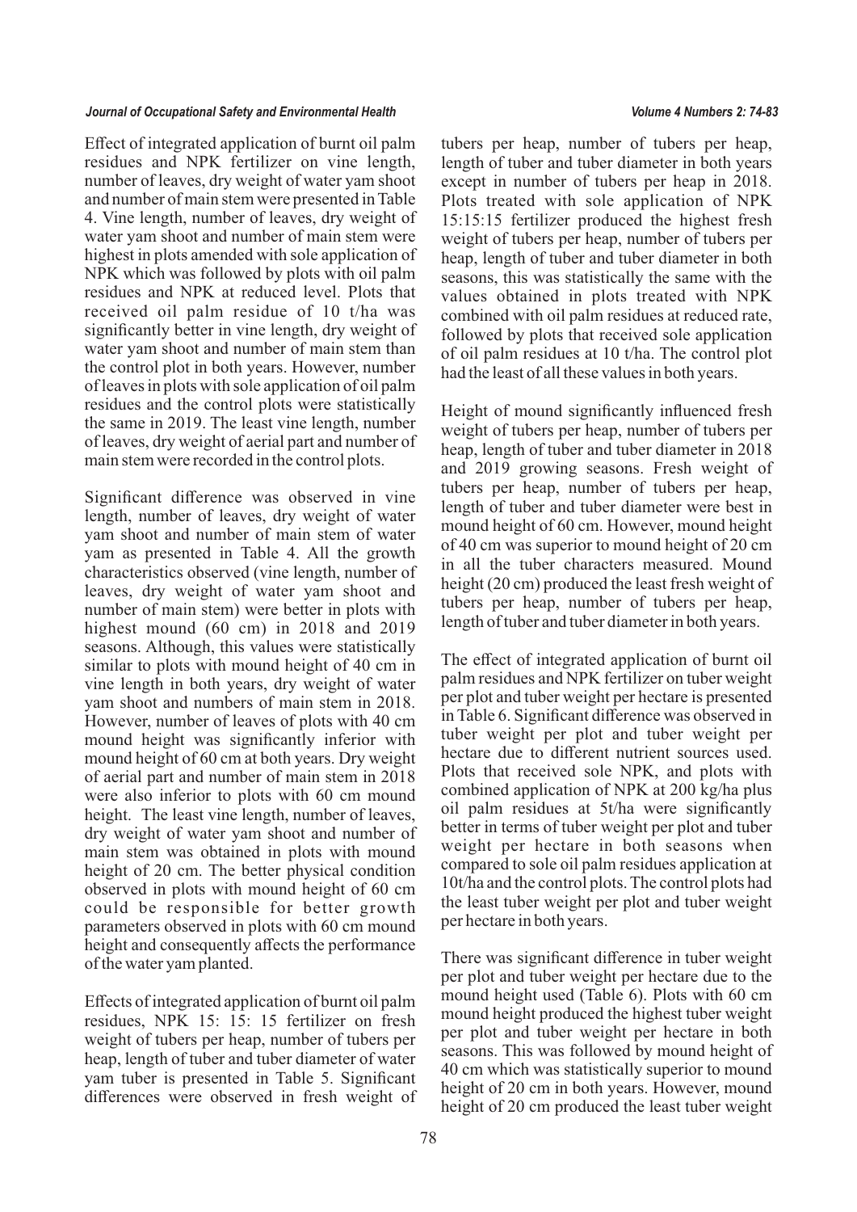Effect of integrated application of burnt oil palm residues and NPK fertilizer on vine length, number of leaves, dry weight of water yam shoot and number of main stem were presented in Table 4. Vine length, number of leaves, dry weight of water yam shoot and number of main stem were highest in plots amended with sole application of NPK which was followed by plots with oil palm residues and NPK at reduced level. Plots that received oil palm residue of 10 t/ha was significantly better in vine length, dry weight of water yam shoot and number of main stem than the control plot in both years. However, number of leaves in plots with sole application of oil palm residues and the control plots were statistically the same in 2019. The least vine length, number of leaves, dry weight of aerial part and number of main stem were recorded in the control plots.

Significant difference was observed in vine length, number of leaves, dry weight of water yam shoot and number of main stem of water yam as presented in Table 4. All the growth characteristics observed (vine length, number of leaves, dry weight of water yam shoot and number of main stem) were better in plots with highest mound (60 cm) in 2018 and 2019 seasons. Although, this values were statistically similar to plots with mound height of 40 cm in vine length in both years, dry weight of water yam shoot and numbers of main stem in 2018. However, number of leaves of plots with 40 cm mound height was significantly inferior with mound height of 60 cm at both years. Dry weight of aerial part and number of main stem in 2018 were also inferior to plots with 60 cm mound height. The least vine length, number of leaves, dry weight of water yam shoot and number of main stem was obtained in plots with mound height of 20 cm. The better physical condition observed in plots with mound height of 60 cm could be responsible for better growth parameters observed in plots with 60 cm mound height and consequently affects the performance of the water yam planted.

Effects of integrated application of burnt oil palm residues, NPK 15: 15: 15 fertilizer on fresh weight of tubers per heap, number of tubers per heap, length of tuber and tuber diameter of water yam tuber is presented in Table 5. Significant differences were observed in fresh weight of tubers per heap, number of tubers per heap, length of tuber and tuber diameter in both years except in number of tubers per heap in 2018. Plots treated with sole application of NPK 15:15:15 fertilizer produced the highest fresh weight of tubers per heap, number of tubers per heap, length of tuber and tuber diameter in both seasons, this was statistically the same with the values obtained in plots treated with NPK combined with oil palm residues at reduced rate, followed by plots that received sole application of oil palm residues at 10 t/ha. The control plot had the least of all these values in both years.

Height of mound significantly influenced fresh weight of tubers per heap, number of tubers per heap, length of tuber and tuber diameter in 2018 and 2019 growing seasons. Fresh weight of tubers per heap, number of tubers per heap, length of tuber and tuber diameter were best in mound height of 60 cm. However, mound height of 40 cm was superior to mound height of 20 cm in all the tuber characters measured. Mound height (20 cm) produced the least fresh weight of tubers per heap, number of tubers per heap, length of tuber and tuber diameter in both years.

The effect of integrated application of burnt oil palm residues and NPK fertilizer on tuber weight per plot and tuber weight per hectare is presented in Table 6. Significant difference was observed in tuber weight per plot and tuber weight per hectare due to different nutrient sources used. Plots that received sole NPK, and plots with combined application of NPK at 200 kg/ha plus oil palm residues at 5t/ha were significantly better in terms of tuber weight per plot and tuber weight per hectare in both seasons when compared to sole oil palm residues application at 10t/ha and the control plots. The control plots had the least tuber weight per plot and tuber weight per hectare in both years.

There was significant difference in tuber weight per plot and tuber weight per hectare due to the mound height used (Table 6). Plots with 60 cm mound height produced the highest tuber weight per plot and tuber weight per hectare in both seasons. This was followed by mound height of 40 cm which was statistically superior to mound height of 20 cm in both years. However, mound height of 20 cm produced the least tuber weight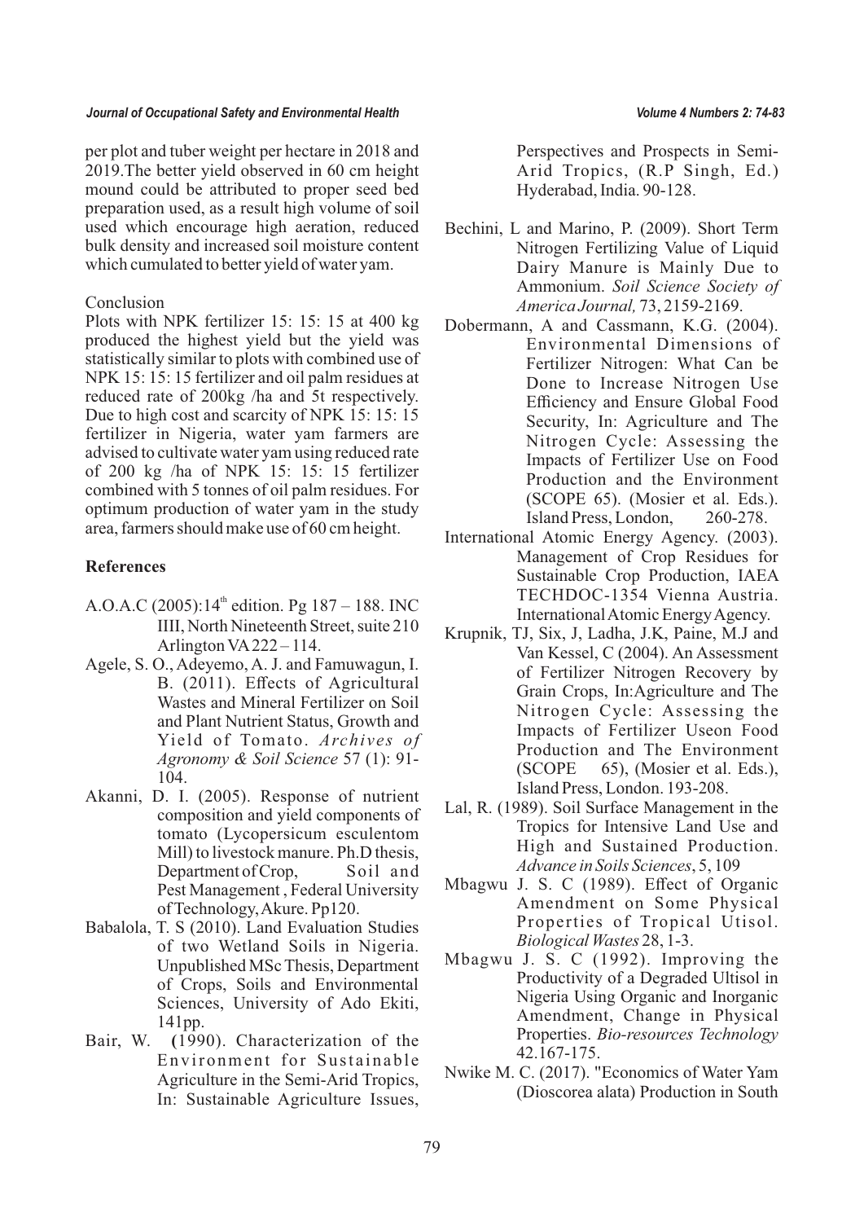per plot and tuber weight per hectare in 2018 and 2019.The better yield observed in 60 cm height mound could be attributed to proper seed bed preparation used, as a result high volume of soil used which encourage high aeration, reduced bulk density and increased soil moisture content which cumulated to better yield of water yam.

Conclusion

Plots with NPK fertilizer 15: 15: 15 at 400 kg produced the highest yield but the yield was statistically similar to plots with combined use of NPK 15: 15: 15 fertilizer and oil palm residues at reduced rate of 200kg /ha and 5t respectively. Due to high cost and scarcity of NPK 15: 15: 15 fertilizer in Nigeria, water yam farmers are advised to cultivate water yam using reduced rate of 200 kg /ha of NPK 15: 15: 15 fertilizer combined with 5 tonnes of oil palm residues. For optimum production of water yam in the study area, farmers should make use of 60 cm height.

## References

A.O.A.C (2005):14th edition. Pg 187 – 188. INC IIII, North Nineteenth Street, suite 210 Arlington VA 222 – 114.

Agele, S. O., Adeyemo, A. J. and Famuwagun, I. B. (2011). Effects of Agricultural Wastes and Mineral Fertilizer on Soil and Plant Nutrient Status, Growth and Yield of Tomato. *Archives of Agronomy & Soil Science* 57 (1): 91-104.

Akanni, D. I. (2005). Response of nutrient composition and yield components of tomato (Lycopersicum esculentom Mill) to livestock manure. Ph.D thesis, Department of Crop, Soil and Pest Management , Federal University of Technology, Akure. Pp120.

Babalola, T. S (2010). Land Evaluation Studies of two Wetland Soils in Nigeria. Unpublished MSc Thesis, Department of Crops, Soils and Environmental Sciences, University of Ado Ekiti, 141pp.

Bair, W. (1990). Characterization of the Environment for Sustainable Agriculture in the Semi-Arid Tropics, In: Sustainable Agriculture Issues, Perspectives and Prospects in Semi-Arid Tropics, (R.P Singh, Ed.) Hyderabad, India. 90-128.

Bechini, L and Marino, P. (2009). Short Term Nitrogen Fertilizing Value of Liquid Dairy Manure is Mainly Due to Ammonium. *Soil Science Society of America Journal,* 73, 2159-2169.

Dobermann, A and Cassmann, K.G. (2004). Environmental Dimensions of Fertilizer Nitrogen: What Can be Done to Increase Nitrogen Use Efficiency and Ensure Global Food Security, In: Agriculture and The Nitrogen Cycle: Assessing the Impacts of Fertilizer Use on Food Production and the Environment (SCOPE 65). (Mosier et al. Eds.). Island Press, London, 260-278.

International Atomic Energy Agency. (2003). Management of Crop Residues for Sustainable Crop Production, IAEA TECHDOC-1354 Vienna Austria. International Atomic Energy Agency.

Krupnik, TJ, Six, J, Ladha, J.K, Paine, M.J and Van Kessel, C (2004). An Assessment of Fertilizer Nitrogen Recovery by Grain Crops, In:Agriculture and The Nitrogen Cycle: Assessing the Impacts of Fertilizer Useon Food Production and The Environment (SCOPE 65), (Mosier et al. Eds.), Island Press, London. 193-208.

Lal, R. (1989). Soil Surface Management in the Tropics for Intensive Land Use and High and Sustained Production. *Advance in Soils Sciences*, 5, 109

Mbagwu J. S. C (1989). Effect of Organic Amendment on Some Physical Properties of Tropical Utisol. *Biological Wastes* 28, 1-3.

Mbagwu J. S. C (1992). Improving the Productivity of a Degraded Ultisol in Nigeria Using Organic and Inorganic Amendment, Change in Physical Properties. *Bio-resources Technology* 42.167-175.

Nwike M. C. (2017). "Economics of Water Yam (Dioscorea alata) Production in South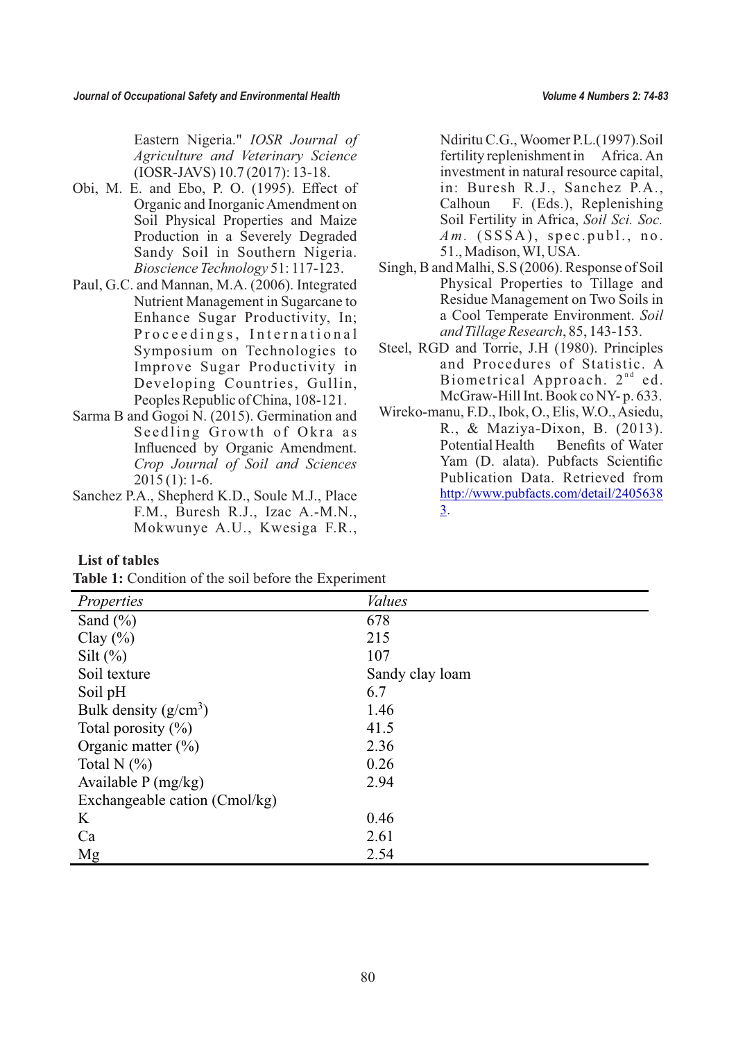Eastern Nigeria." *IOSR Journal of Agriculture and Veterinary Science* (IOSR-JAVS) 10.7 (2017): 13-18.

Obi, M. E. and Ebo, P. O. (1995). Effect of Organic and Inorganic Amendment on Soil Physical Properties and Maize Production in a Severely Degraded Sandy Soil in Southern Nigeria. *Bioscience Technology* 51: 117-123.

Paul, G.C. and Mannan, M.A. (2006). Integrated Nutrient Management in Sugarcane to Enhance Sugar Productivity, In; Proceedings, International Symposium on Technologies to Improve Sugar Productivity in Developing Countries, Gullin, Peoples Republic of China, 108-121.

Sarma B and Gogoi N. (2015). Germination and Seedling Growth of Okra as Influenced by Organic Amendment. *Crop Journal of Soil and Sciences* 2015 (1): 1-6.

Sanchez P.A., Shepherd K.D., Soule M.J., Place F.M., Buresh R.J., Izac A.-M.N., Mokwunye A.U., Kwesiga F.R., Ndiritu C.G., Woomer P.L.(1997).Soil fertility replenishment in Africa. An investment in natural resource capital, in: Buresh R.J., Sanchez P.A., Calhoun F. (Eds.), Replenishing Soil Fertility in Africa, *Soil Sci. Soc. Am.* (SSSA), spec.publ., no. 51., Madison, WI, USA.

Singh, B and Malhi, S.S (2006). Response of Soil Physical Properties to Tillage and Residue Management on Two Soils in a Cool Temperate Environment. *Soil and Tillage Research*, 85, 143-153.

Steel, RGD and Torrie, J.H (1980). Principles and Procedures of Statistic. A Biometrical Approach. 2nd ed. McGraw-Hill Int. Book co NY- p. 633.

Wireko-manu, F.D., Ibok, O., Elis, W.O., Asiedu, R., & Maziya-Dixon, B. (2013). Potential Health Benefits of Water Yam (D. alata). Pubfacts Scientific Publication Data. Retrieved from http://www.pubfacts.com/detail/24056383.

**List of tables**

**Table 1:** Condition of the soil before the Experiment

| *Properties* | *Values* |
|---|---|
| Sand (%) | 678 |
| Clay (%) | 215 |
| Silt (%) | 107 |
| Soil texture | Sandy clay loam |
| Soil pH | 6.7 |
| Bulk density ($g/cm^3$) | 1.46 |
| Total porosity (%) | 41.5 |
| Organic matter (%) | 2.36 |
| Total N (%) | 0.26 |
| Available P (mg/kg) | 2.94 |
| Exchangeable cation (Cmol/kg) | |
| K | 0.46 |
| Ca | 2.61 |
| Mg | 2.54 |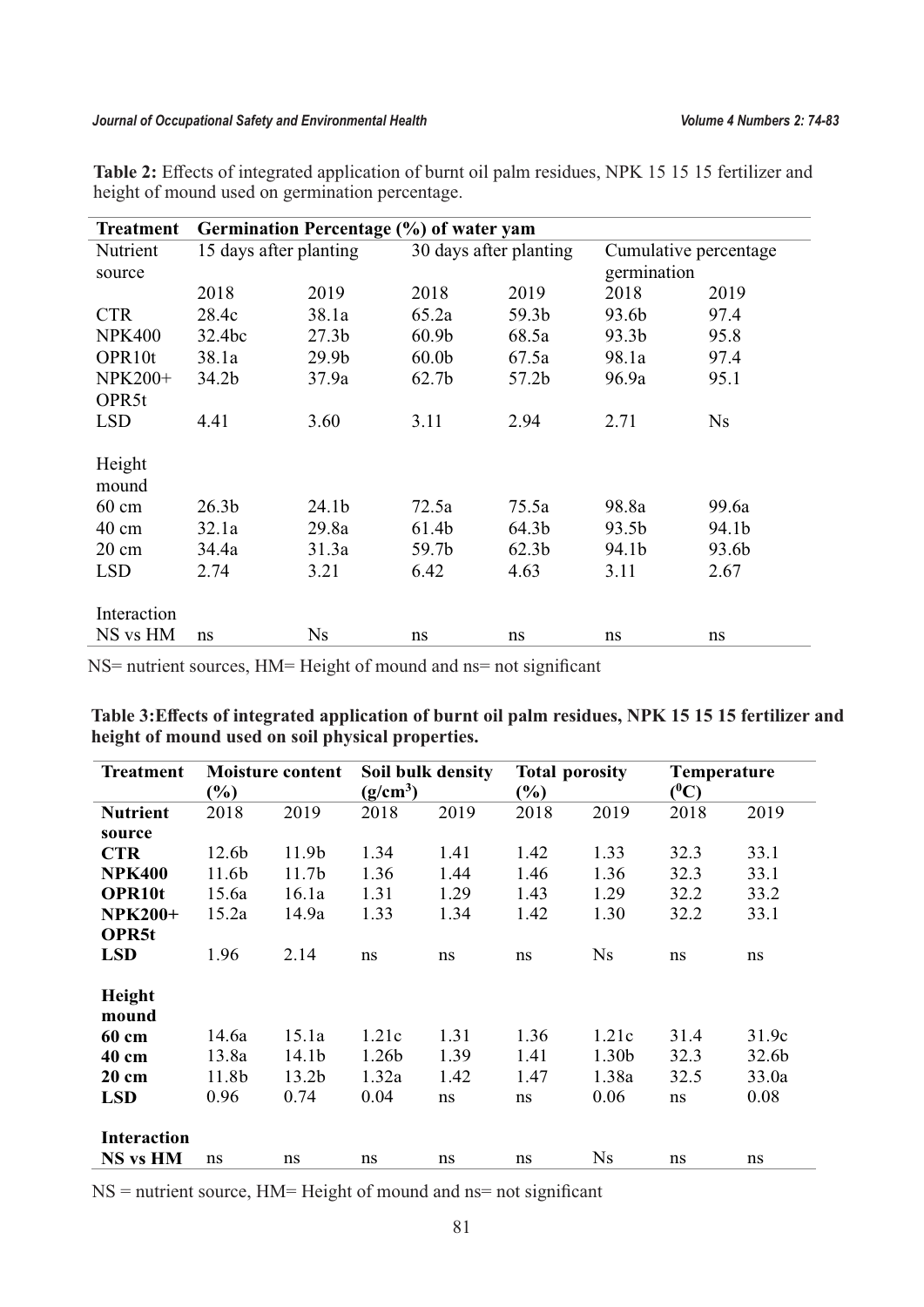**Table 2:** Effects of integrated application of burnt oil palm residues, NPK 15 15 15 fertilizer and height of mound used on germination percentage.

| Treatment | Germination Percentage (%) of water yam | | | | | |
|---|---|---|---|---|---|---|
| Nutrient source | 15 days after planting | | 30 days after planting | | Cumulative percentage germination | |
| | 2018 | 2019 | 2018 | 2019 | 2018 | 2019 |
| CTR | 28.4c | 38.1a | 65.2a | 59.3b | 93.6b | 97.4 |
| NPK400 | 32.4bc | 27.3b | 60.9b | 68.5a | 93.3b | 95.8 |
| OPR10t | 38.1a | 29.9b | 60.0b | 67.5a | 98.1a | 97.4 |
| NPK200+ OPR5t | 34.2b | 37.9a | 62.7b | 57.2b | 96.9a | 95.1 |
| LSD | 4.41 | 3.60 | 3.11 | 2.94 | 2.71 | Ns |
| Height mound | | | | | | |
| 60 cm | 26.3b | 24.1b | 72.5a | 75.5a | 98.8a | 99.6a |
| 40 cm | 32.1a | 29.8a | 61.4b | 64.3b | 93.5b | 94.1b |
| 20 cm | 34.4a | 31.3a | 59.7b | 62.3b | 94.1b | 93.6b |
| LSD | 2.74 | 3.21 | 6.42 | 4.63 | 3.11 | 2.67 |
| Interaction | | | | | | |
| NS vs HM | ns | Ns | ns | ns | ns | ns |

NS= nutrient sources, HM= Height of mound and ns= not significant

**Table 3:Effects of integrated application of burnt oil palm residues, NPK 15 15 15 fertilizer and height of mound used on soil physical properties.**

| Treatment | Moisture content (%) | | Soil bulk density ($g/cm^3$) | | Total porosity (%) | | Temperature ($^0C$) | |
|---|---|---|---|---|---|---|---|---|
| **Nutrient source** | 2018 | 2019 | 2018 | 2019 | 2018 | 2019 | 2018 | 2019 |
| **CTR** | 12.6b | 11.9b | 1.34 | 1.41 | 1.42 | 1.33 | 32.3 | 33.1 |
| **NPK400** | 11.6b | 11.7b | 1.36 | 1.44 | 1.46 | 1.36 | 32.3 | 33.1 |
| **OPR10t** | 15.6a | 16.1a | 1.31 | 1.29 | 1.43 | 1.29 | 32.2 | 33.2 |
| **NPK200+ OPR5t** | 15.2a | 14.9a | 1.33 | 1.34 | 1.42 | 1.30 | 32.2 | 33.1 |
| **LSD** | 1.96 | 2.14 | ns | ns | ns | Ns | ns | ns |
| **Height mound** | | | | | | | | |
| **60 cm** | 14.6a | 15.1a | 1.21c | 1.31 | 1.36 | 1.21c | 31.4 | 31.9c |
| **40 cm** | 13.8a | 14.1b | 1.26b | 1.39 | 1.41 | 1.30b | 32.3 | 32.6b |
| **20 cm** | 11.8b | 13.2b | 1.32a | 1.42 | 1.47 | 1.38a | 32.5 | 33.0a |
| **LSD** | 0.96 | 0.74 | 0.04 | ns | ns | 0.06 | ns | 0.08 |
| **Interaction** | | | | | | | | |
| **NS vs HM** | ns | ns | ns | ns | ns | Ns | ns | ns |

NS = nutrient source, HM= Height of mound and ns= not significant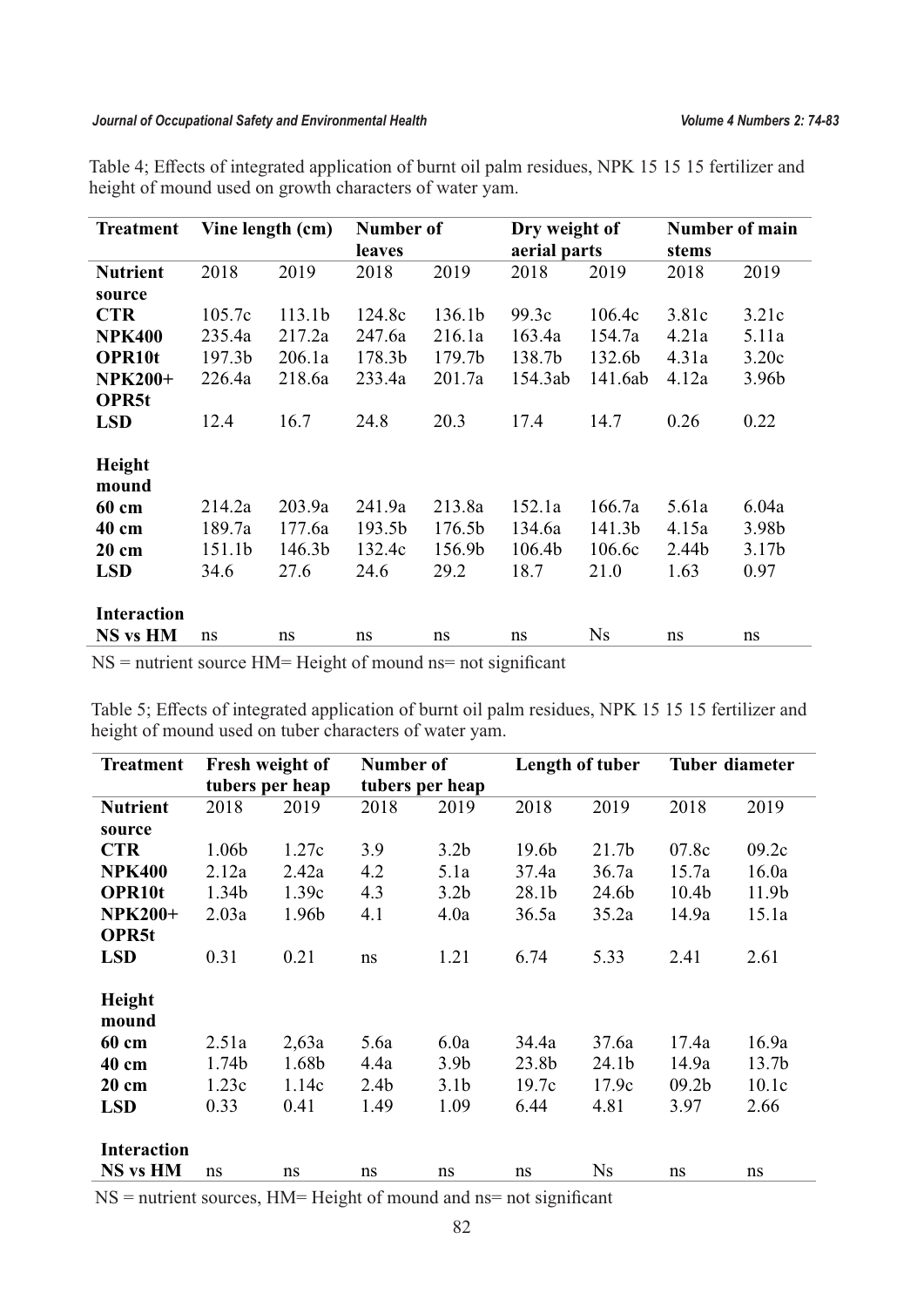Table 4; Effects of integrated application of burnt oil palm residues, NPK 15 15 15 fertilizer and height of mound used on growth characters of water yam.

| Treatment | Vine length (cm) | | Number of leaves | | Dry weight of aerial parts | | Number of main stems | |
|---|---|---|---|---|---|---|---|---|
| **Nutrient source** | 2018 | 2019 | 2018 | 2019 | 2018 | 2019 | 2018 | 2019 |
| **CTR** | 105.7c | 113.1b | 124.8c | 136.1b | 99.3c | 106.4c | 3.81c | 3.21c |
| **NPK400** | 235.4a | 217.2a | 247.6a | 216.1a | 163.4a | 154.7a | 4.21a | 5.11a |
| **OPR10t** | 197.3b | 206.1a | 178.3b | 179.7b | 138.7b | 132.6b | 4.31a | 3.20c |
| **NPK200+ OPR5t** | 226.4a | 218.6a | 233.4a | 201.7a | 154.3ab | 141.6ab | 4.12a | 3.96b |
| **LSD** | 12.4 | 16.7 | 24.8 | 20.3 | 17.4 | 14.7 | 0.26 | 0.22 |
| **Height mound** | | | | | | | | |
| **60 cm** | 214.2a | 203.9a | 241.9a | 213.8a | 152.1a | 166.7a | 5.61a | 6.04a |
| **40 cm** | 189.7a | 177.6a | 193.5b | 176.5b | 134.6a | 141.3b | 4.15a | 3.98b |
| **20 cm** | 151.1b | 146.3b | 132.4c | 156.9b | 106.4b | 106.6c | 2.44b | 3.17b |
| **LSD** | 34.6 | 27.6 | 24.6 | 29.2 | 18.7 | 21.0 | 1.63 | 0.97 |
| **Interaction** | | | | | | | | |
| **NS vs HM** | ns | ns | ns | ns | ns | Ns | ns | ns |

NS = nutrient source HM= Height of mound ns= not significant

Table 5; Effects of integrated application of burnt oil palm residues, NPK 15 15 15 fertilizer and height of mound used on tuber characters of water yam.

| Treatment | Fresh weight of tubers per heap | | Number of tubers per heap | | Length of tuber | | Tuber diameter | |
|---|---|---|---|---|---|---|---|---|
| **Nutrient source** | 2018 | 2019 | 2018 | 2019 | 2018 | 2019 | 2018 | 2019 |
| **CTR** | 1.06b | 1.27c | 3.9 | 3.2b | 19.6b | 21.7b | 07.8c | 09.2c |
| **NPK400** | 2.12a | 2.42a | 4.2 | 5.1a | 37.4a | 36.7a | 15.7a | 16.0a |
| **OPR10t** | 1.34b | 1.39c | 4.3 | 3.2b | 28.1b | 24.6b | 10.4b | 11.9b |
| **NPK200+ OPR5t** | 2.03a | 1.96b | 4.1 | 4.0a | 36.5a | 35.2a | 14.9a | 15.1a |
| **LSD** | 0.31 | 0.21 | ns | 1.21 | 6.74 | 5.33 | 2.41 | 2.61 |
| **Height mound** | | | | | | | | |
| **60 cm** | 2.51a | 2,63a | 5.6a | 6.0a | 34.4a | 37.6a | 17.4a | 16.9a |
| **40 cm** | 1.74b | 1.68b | 4.4a | 3.9b | 23.8b | 24.1b | 14.9a | 13.7b |
| **20 cm** | 1.23c | 1.14c | 2.4b | 3.1b | 19.7c | 17.9c | 09.2b | 10.1c |
| **LSD** | 0.33 | 0.41 | 1.49 | 1.09 | 6.44 | 4.81 | 3.97 | 2.66 |
| **Interaction** | | | | | | | | |
| **NS vs HM** | ns | ns | ns | ns | ns | Ns | ns | ns |

NS = nutrient sources, HM= Height of mound and ns= not significant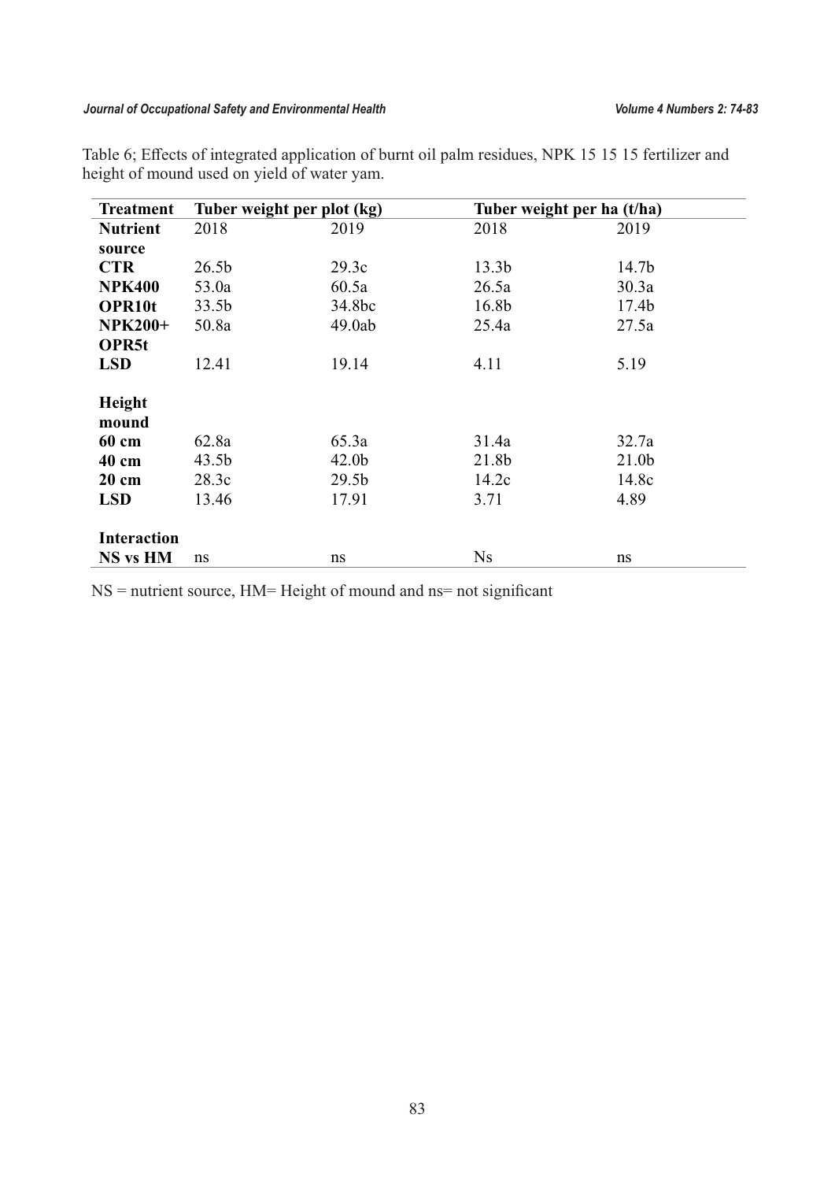Table 6; Effects of integrated application of burnt oil palm residues, NPK 15 15 15 fertilizer and height of mound used on yield of water yam.

| **Treatment** | **Tuber weight per plot (kg)** | | **Tuber weight per ha (t/ha)** | |
|---|---|---|---|---|
| **Nutrient source** | 2018 | 2019 | 2018 | 2019 |
| **CTR** | 26.5b | 29.3c | 13.3b | 14.7b |
| **NPK400** | 53.0a | 60.5a | 26.5a | 30.3a |
| **OPR10t** | 33.5b | 34.8bc | 16.8b | 17.4b |
| **NPK200+ OPR5t** | 50.8a | 49.0ab | 25.4a | 27.5a |
| **LSD** | 12.41 | 19.14 | 4.11 | 5.19 |
| **Height mound** | | | | |
| **60 cm** | 62.8a | 65.3a | 31.4a | 32.7a |
| **40 cm** | 43.5b | 42.0b | 21.8b | 21.0b |
| **20 cm** | 28.3c | 29.5b | 14.2c | 14.8c |
| **LSD** | 13.46 | 17.91 | 3.71 | 4.89 |
| **Interaction** | | | | |
| **NS vs HM** | ns | ns | Ns | ns |

NS = nutrient source, HM= Height of mound and ns= not significant